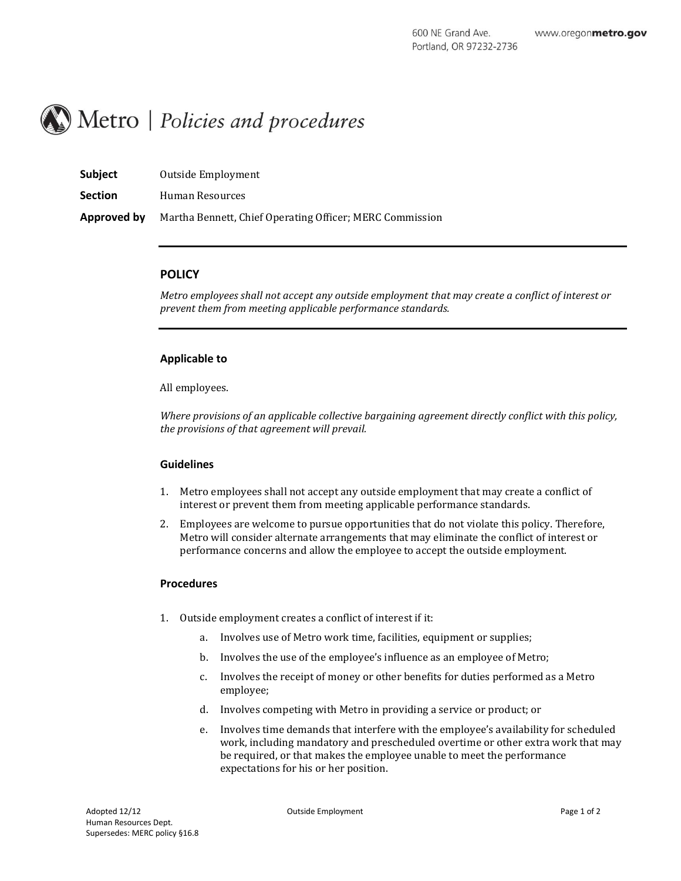600 NE Grand Ave.
Portland, OR 97232-2736

www.oregonmetro.gov

# Metro | *Policies and procedures*

**Subject** Outside Employment

**Section** Human Resources

**Approved by** Martha Bennett, Chief Operating Officer; MERC Commission

## POLICY

*Metro employees shall not accept any outside employment that may create a conflict of interest or prevent them from meeting applicable performance standards.*

### Applicable to

All employees.

*Where provisions of an applicable collective bargaining agreement directly conflict with this policy, the provisions of that agreement will prevail.*

### Guidelines

1. Metro employees shall not accept any outside employment that may create a conflict of interest or prevent them from meeting applicable performance standards.
2. Employees are welcome to pursue opportunities that do not violate this policy. Therefore, Metro will consider alternate arrangements that may eliminate the conflict of interest or performance concerns and allow the employee to accept the outside employment.

### Procedures

1. Outside employment creates a conflict of interest if it:
   a. Involves use of Metro work time, facilities, equipment or supplies;
   b. Involves the use of the employee's influence as an employee of Metro;
   c. Involves the receipt of money or other benefits for duties performed as a Metro employee;
   d. Involves competing with Metro in providing a service or product; or
   e. Involves time demands that interfere with the employee's availability for scheduled work, including mandatory and prescheduled overtime or other extra work that may be required, or that makes the employee unable to meet the performance expectations for his or her position.

Adopted 12/12
Human Resources Dept.
Supersedes: MERC policy §16.8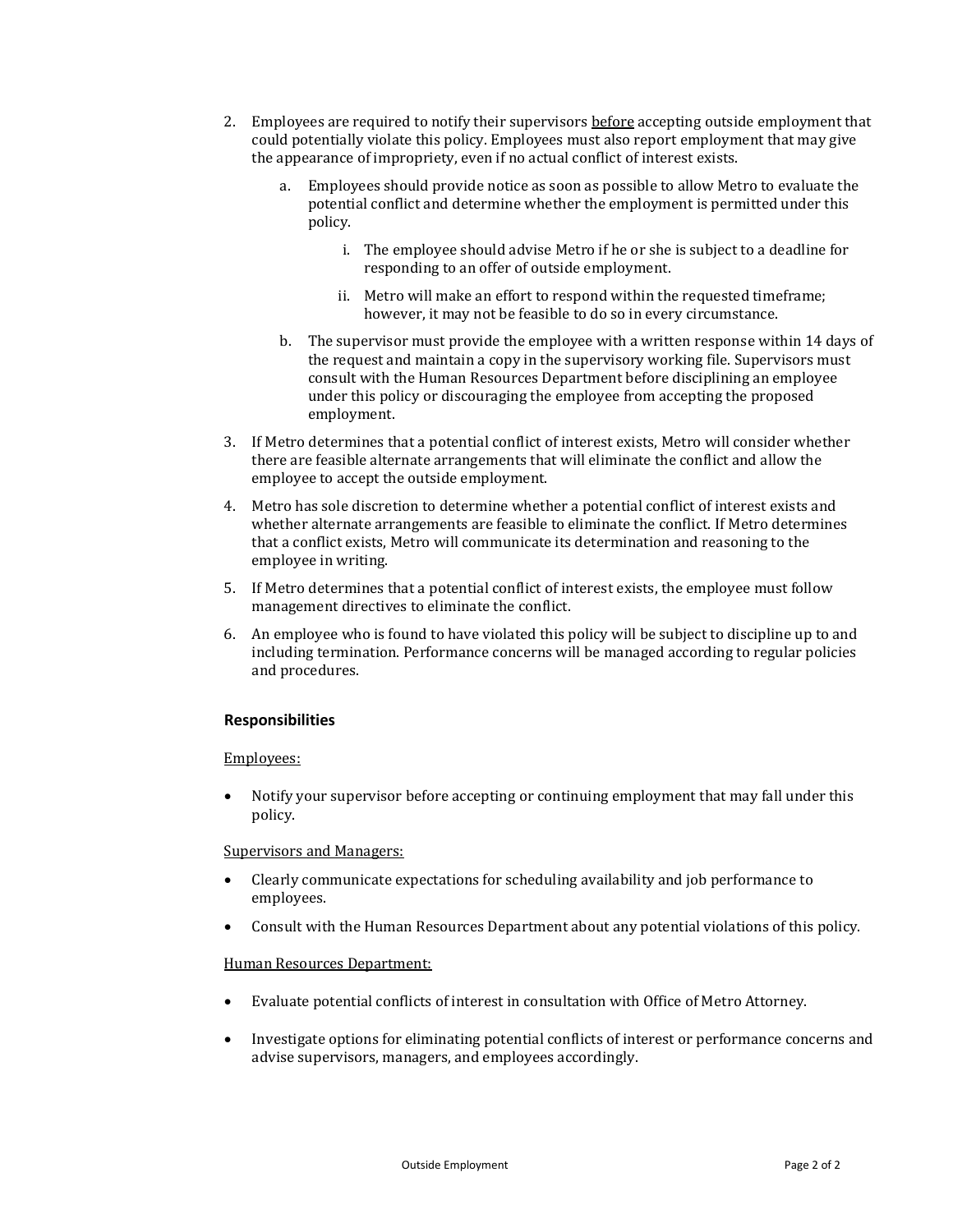2. Employees are required to notify their supervisors <u>before</u> accepting outside employment that could potentially violate this policy. Employees must also report employment that may give the appearance of impropriety, even if no actual conflict of interest exists.

    a. Employees should provide notice as soon as possible to allow Metro to evaluate the potential conflict and determine whether the employment is permitted under this policy.

        i. The employee should advise Metro if he or she is subject to a deadline for responding to an offer of outside employment.

        ii. Metro will make an effort to respond within the requested timeframe; however, it may not be feasible to do so in every circumstance.

    b. The supervisor must provide the employee with a written response within 14 days of the request and maintain a copy in the supervisory working file. Supervisors must consult with the Human Resources Department before disciplining an employee under this policy or discouraging the employee from accepting the proposed employment.

3. If Metro determines that a potential conflict of interest exists, Metro will consider whether there are feasible alternate arrangements that will eliminate the conflict and allow the employee to accept the outside employment.

4. Metro has sole discretion to determine whether a potential conflict of interest exists and whether alternate arrangements are feasible to eliminate the conflict. If Metro determines that a conflict exists, Metro will communicate its determination and reasoning to the employee in writing.

5. If Metro determines that a potential conflict of interest exists, the employee must follow management directives to eliminate the conflict.

6. An employee who is found to have violated this policy will be subject to discipline up to and including termination. Performance concerns will be managed according to regular policies and procedures.

### Responsibilities

<u>Employees:</u>

- Notify your supervisor before accepting or continuing employment that may fall under this policy.

<u>Supervisors and Managers:</u>

- Clearly communicate expectations for scheduling availability and job performance to employees.
- Consult with the Human Resources Department about any potential violations of this policy.

<u>Human Resources Department:</u>

- Evaluate potential conflicts of interest in consultation with Office of Metro Attorney.
- Investigate options for eliminating potential conflicts of interest or performance concerns and advise supervisors, managers, and employees accordingly.